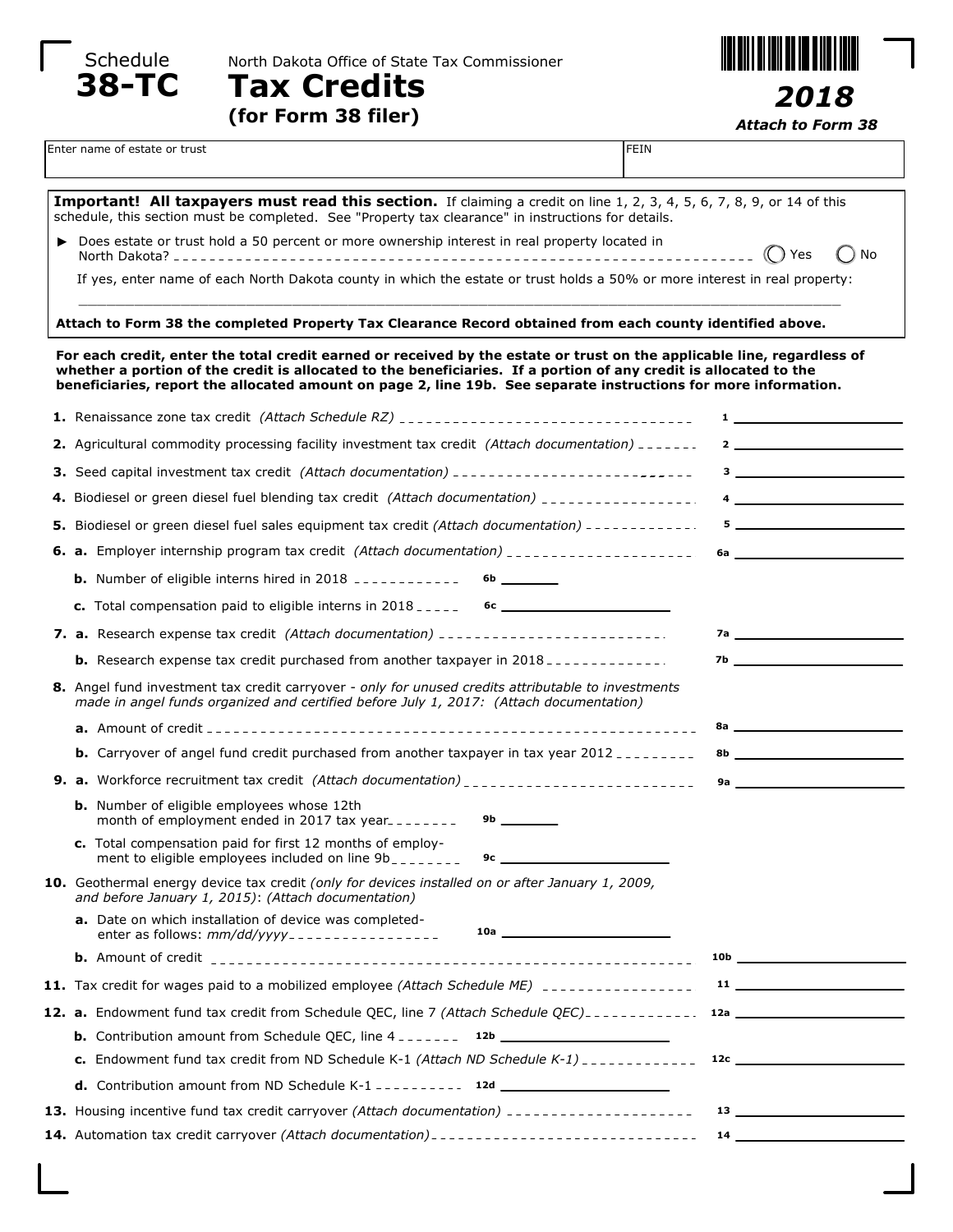Schedule **38-TC**

North Dakota Office of State Tax Commissioner

# Tax Credits

**(for Form 38 filer)**

***2018***

***Attach to Form 38***

| Enter name of estate or trust | FEIN |
|---|---|
| | |

**Important! All taxpayers must read this section.** If claiming a credit on line 1, 2, 3, 4, 5, 6, 7, 8, 9, or 14 of this schedule, this section must be completed. See "Property tax clearance" in instructions for details.

► Does estate or trust hold a 50 percent or more ownership interest in real property located in North Dakota? ◯ Yes ◯ No

If yes, enter name of each North Dakota county in which the estate or trust holds a 50% or more interest in real property:

______________________________________________

**Attach to Form 38 the completed Property Tax Clearance Record obtained from each county identified above.**

**For each credit, enter the total credit earned or received by the estate or trust on the applicable line, regardless of whether a portion of the credit is allocated to the beneficiaries. If a portion of any credit is allocated to the beneficiaries, report the allocated amount on page 2, line 19b. See separate instructions for more information.**

**1.** Renaissance zone tax credit *(Attach Schedule RZ)* .......... 1 ________

**2.** Agricultural commodity processing facility investment tax credit *(Attach documentation)* .......... 2 ________

**3.** Seed capital investment tax credit *(Attach documentation)* .......... 3 ________

**4.** Biodiesel or green diesel fuel blending tax credit *(Attach documentation)* .......... 4 ________

**5.** Biodiesel or green diesel fuel sales equipment tax credit *(Attach documentation)* .......... 5 ________

**6. a.** Employer internship program tax credit *(Attach documentation)* .......... 6a ________

**b.** Number of eligible interns hired in 2018 .......... 6b ________

**c.** Total compensation paid to eligible interns in 2018 .......... 6c ________

**7. a.** Research expense tax credit *(Attach documentation)* .......... 7a ________

**b.** Research expense tax credit purchased from another taxpayer in 2018 .......... 7b ________

**8.** Angel fund investment tax credit carryover - *only for unused credits attributable to investments made in angel funds organized and certified before July 1, 2017: (Attach documentation)*

**a.** Amount of credit .......... 8a ________

**b.** Carryover of angel fund credit purchased from another taxpayer in tax year 2012 .......... 8b ________

**9. a.** Workforce recruitment tax credit *(Attach documentation)* .......... 9a ________

**b.** Number of eligible employees whose 12th month of employment ended in 2017 tax year .......... 9b ________

**c.** Total compensation paid for first 12 months of employment to eligible employees included on line 9b .......... 9c ________

**10.** Geothermal energy device tax credit *(only for devices installed on or after January 1, 2009, and before January 1, 2015)*: *(Attach documentation)*

**a.** Date on which installation of device was completed- enter as follows: *mm/dd/yyyy* .......... 10a ________

**b.** Amount of credit .......... 10b ________

**11.** Tax credit for wages paid to a mobilized employee *(Attach Schedule ME)* .......... 11 ________

**12. a.** Endowment fund tax credit from Schedule QEC, line 7 *(Attach Schedule QEC)* .......... 12a ________

**b.** Contribution amount from Schedule QEC, line 4 .......... 12b ________

**c.** Endowment fund tax credit from ND Schedule K-1 *(Attach ND Schedule K-1)* .......... 12c ________

**d.** Contribution amount from ND Schedule K-1 .......... 12d ________

**13.** Housing incentive fund tax credit carryover *(Attach documentation)* .......... 13 ________

**14.** Automation tax credit carryover *(Attach documentation)* .......... 14 ________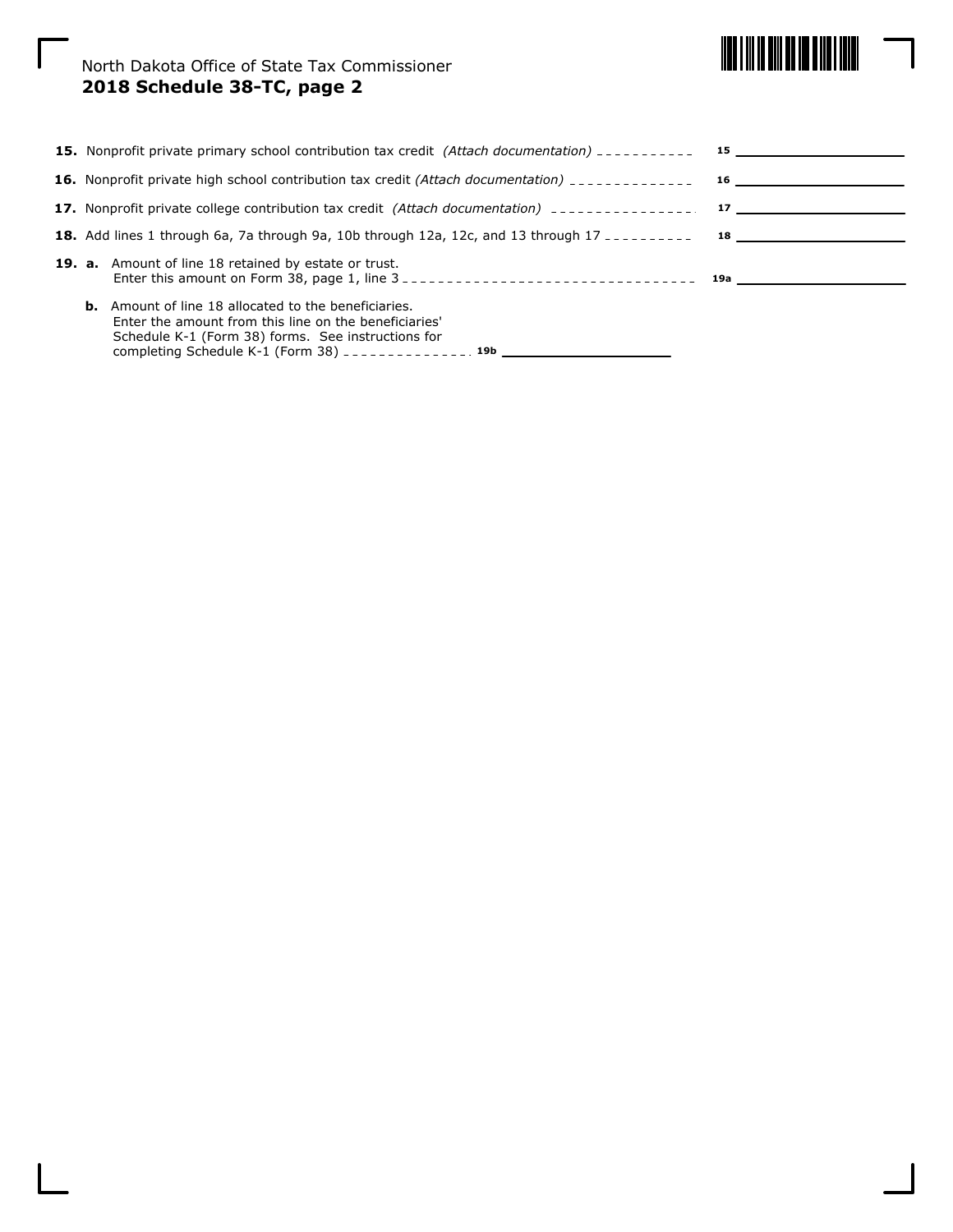North Dakota Office of State Tax Commissioner

**2018 Schedule 38-TC, page 2**

**15.** Nonprofit private primary school contribution tax credit *(Attach documentation)* 15 ____________

**16.** Nonprofit private high school contribution tax credit *(Attach documentation)* 16 ____________

**17.** Nonprofit private college contribution tax credit *(Attach documentation)* 17 ____________

**18.** Add lines 1 through 6a, 7a through 9a, 10b through 12a, 12c, and 13 through 17 18 ____________

**19. a.** Amount of line 18 retained by estate or trust. Enter this amount on Form 38, page 1, line 3 19a ____________

**b.** Amount of line 18 allocated to the beneficiaries. Enter the amount from this line on the beneficiaries' Schedule K-1 (Form 38) forms. See instructions for completing Schedule K-1 (Form 38) 19b ____________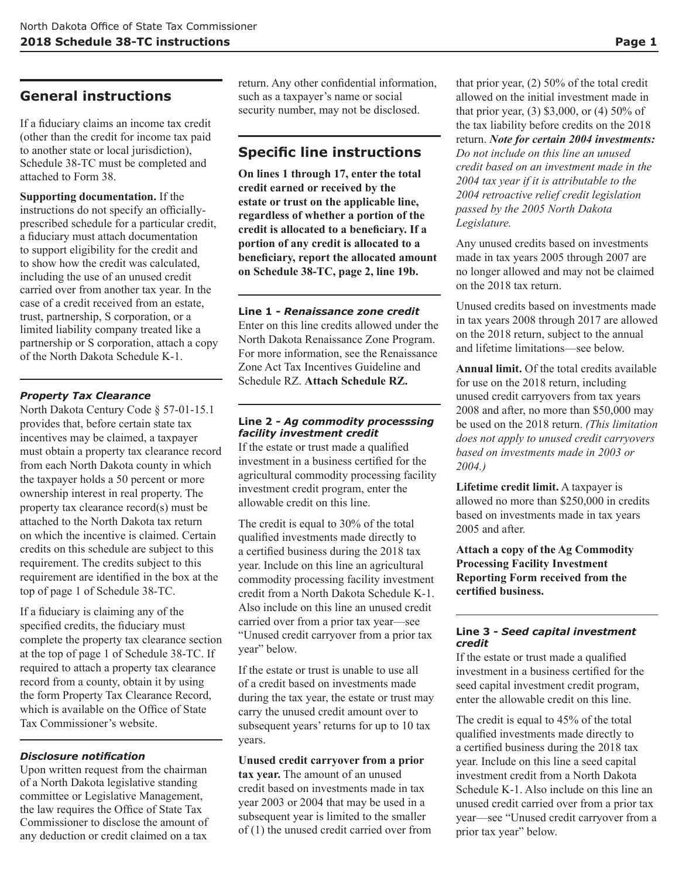## General instructions

If a fiduciary claims an income tax credit (other than the credit for income tax paid to another state or local jurisdiction), Schedule 38-TC must be completed and attached to Form 38.

**Supporting documentation.** If the instructions do not specify an officially-prescribed schedule for a particular credit, a fiduciary must attach documentation to support eligibility for the credit and to show how the credit was calculated, including the use of an unused credit carried over from another tax year. In the case of a credit received from an estate, trust, partnership, S corporation, or a limited liability company treated like a partnership or S corporation, attach a copy of the North Dakota Schedule K-1.

### *Property Tax Clearance*

North Dakota Century Code § 57-01-15.1 provides that, before certain state tax incentives may be claimed, a taxpayer must obtain a property tax clearance record from each North Dakota county in which the taxpayer holds a 50 percent or more ownership interest in real property. The property tax clearance record(s) must be attached to the North Dakota tax return on which the incentive is claimed. Certain credits on this schedule are subject to this requirement. The credits subject to this requirement are identified in the box at the top of page 1 of Schedule 38-TC.

If a fiduciary is claiming any of the specified credits, the fiduciary must complete the property tax clearance section at the top of page 1 of Schedule 38-TC. If required to attach a property tax clearance record from a county, obtain it by using the form Property Tax Clearance Record, which is available on the Office of State Tax Commissioner's website.

### *Disclosure notification*

Upon written request from the chairman of a North Dakota legislative standing committee or Legislative Management, the law requires the Office of State Tax Commissioner to disclose the amount of any deduction or credit claimed on a tax return. Any other confidential information, such as a taxpayer's name or social security number, may not be disclosed.

## Specific line instructions

**On lines 1 through 17, enter the total credit earned or received by the estate or trust on the applicable line, regardless of whether a portion of the credit is allocated to a beneficiary. If a portion of any credit is allocated to a beneficiary, report the allocated amount on Schedule 38-TC, page 2, line 19b.**

### Line 1 - *Renaissance zone credit*

Enter on this line credits allowed under the North Dakota Renaissance Zone Program. For more information, see the Renaissance Zone Act Tax Incentives Guideline and Schedule RZ. **Attach Schedule RZ.**

### Line 2 - *Ag commodity processsing facility investment credit*

If the estate or trust made a qualified investment in a business certified for the agricultural commodity processing facility investment credit program, enter the allowable credit on this line.

The credit is equal to 30% of the total qualified investments made directly to a certified business during the 2018 tax year. Include on this line an agricultural commodity processing facility investment credit from a North Dakota Schedule K-1. Also include on this line an unused credit carried over from a prior tax year—see "Unused credit carryover from a prior tax year" below.

If the estate or trust is unable to use all of a credit based on investments made during the tax year, the estate or trust may carry the unused credit amount over to subsequent years' returns for up to 10 tax years.

**Unused credit carryover from a prior tax year.** The amount of an unused credit based on investments made in tax year 2003 or 2004 that may be used in a subsequent year is limited to the smaller of (1) the unused credit carried over from that prior year, (2) 50% of the total credit allowed on the initial investment made in that prior year, (3) $3,000, or (4) 50% of the tax liability before credits on the 2018 return. ***Note for certain 2004 investments:*** *Do not include on this line an unused credit based on an investment made in the 2004 tax year if it is attributable to the 2004 retroactive relief credit legislation passed by the 2005 North Dakota Legislature.*

Any unused credits based on investments made in tax years 2005 through 2007 are no longer allowed and may not be claimed on the 2018 tax return.

Unused credits based on investments made in tax years 2008 through 2017 are allowed on the 2018 return, subject to the annual and lifetime limitations—see below.

**Annual limit.** Of the total credits available for use on the 2018 return, including unused credit carryovers from tax years 2008 and after, no more than $50,000 may be used on the 2018 return. *(This limitation does not apply to unused credit carryovers based on investments made in 2003 or 2004.)*

**Lifetime credit limit.** A taxpayer is allowed no more than $250,000 in credits based on investments made in tax years 2005 and after.

**Attach a copy of the Ag Commodity Processing Facility Investment Reporting Form received from the certified business.**

### Line 3 - *Seed capital investment credit*

If the estate or trust made a qualified investment in a business certified for the seed capital investment credit program, enter the allowable credit on this line.

The credit is equal to 45% of the total qualified investments made directly to a certified business during the 2018 tax year. Include on this line a seed capital investment credit from a North Dakota Schedule K-1. Also include on this line an unused credit carried over from a prior tax year—see "Unused credit carryover from a prior tax year" below.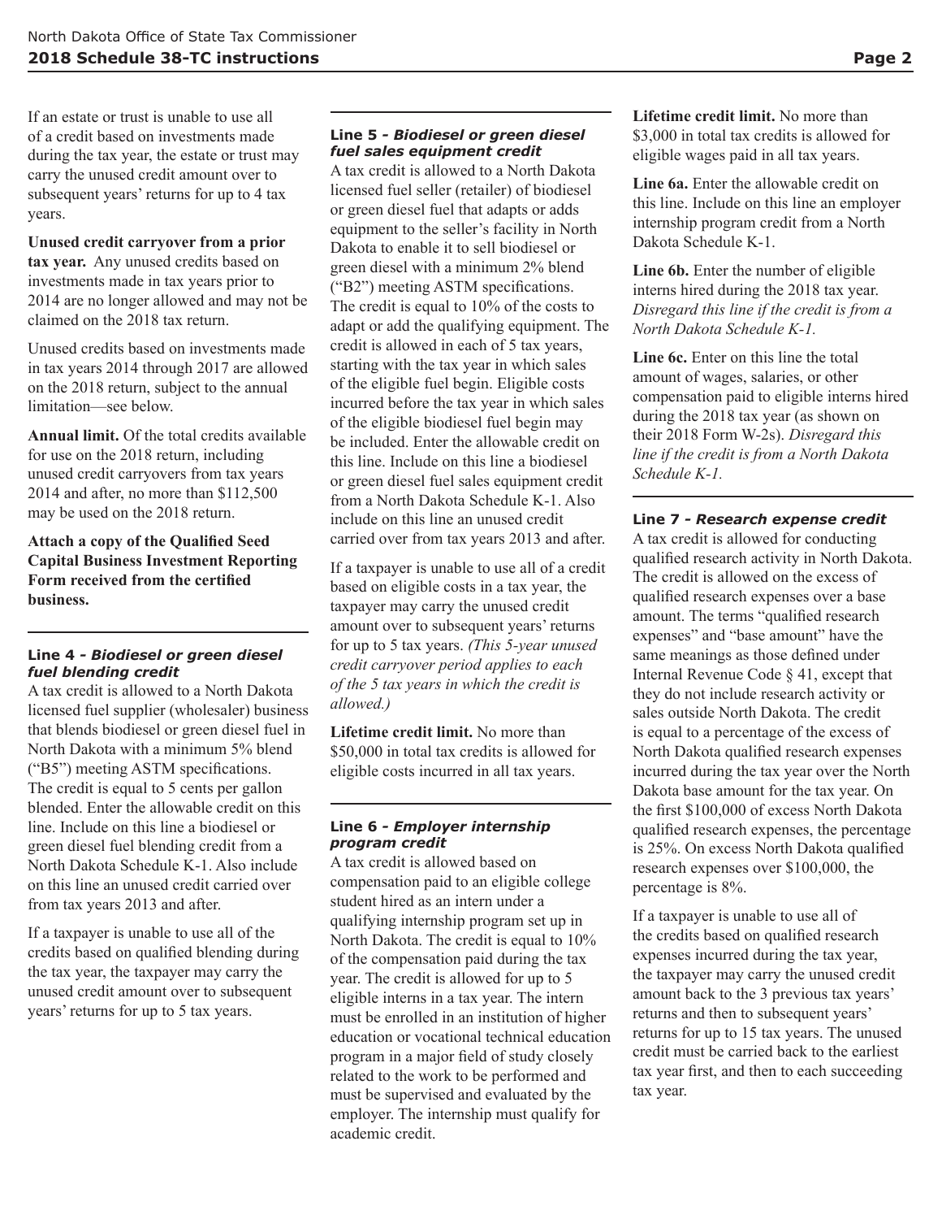If an estate or trust is unable to use all of a credit based on investments made during the tax year, the estate or trust may carry the unused credit amount over to subsequent years' returns for up to 4 tax years.

**Unused credit carryover from a prior tax year.** Any unused credits based on investments made in tax years prior to 2014 are no longer allowed and may not be claimed on the 2018 tax return.

Unused credits based on investments made in tax years 2014 through 2017 are allowed on the 2018 return, subject to the annual limitation—see below.

**Annual limit.** Of the total credits available for use on the 2018 return, including unused credit carryovers from tax years 2014 and after, no more than $112,500 may be used on the 2018 return.

**Attach a copy of the Qualified Seed Capital Business Investment Reporting Form received from the certified business.**

### Line 4 - *Biodiesel or green diesel fuel blending credit*

A tax credit is allowed to a North Dakota licensed fuel supplier (wholesaler) business that blends biodiesel or green diesel fuel in North Dakota with a minimum 5% blend ("B5") meeting ASTM specifications. The credit is equal to 5 cents per gallon blended. Enter the allowable credit on this line. Include on this line a biodiesel or green diesel fuel blending credit from a North Dakota Schedule K-1. Also include on this line an unused credit carried over from tax years 2013 and after.

If a taxpayer is unable to use all of the credits based on qualified blending during the tax year, the taxpayer may carry the unused credit amount over to subsequent years' returns for up to 5 tax years.

### Line 5 - *Biodiesel or green diesel fuel sales equipment credit*

A tax credit is allowed to a North Dakota licensed fuel seller (retailer) of biodiesel or green diesel fuel that adapts or adds equipment to the seller's facility in North Dakota to enable it to sell biodiesel or green diesel with a minimum 2% blend ("B2") meeting ASTM specifications. The credit is equal to 10% of the costs to adapt or add the qualifying equipment. The credit is allowed in each of 5 tax years, starting with the tax year in which sales of the eligible fuel begin. Eligible costs incurred before the tax year in which sales of the eligible biodiesel fuel begin may be included. Enter the allowable credit on this line. Include on this line a biodiesel or green diesel fuel sales equipment credit from a North Dakota Schedule K-1. Also include on this line an unused credit carried over from tax years 2013 and after.

If a taxpayer is unable to use all of a credit based on eligible costs in a tax year, the taxpayer may carry the unused credit amount over to subsequent years' returns for up to 5 tax years. *(This 5-year unused credit carryover period applies to each of the 5 tax years in which the credit is allowed.)*

**Lifetime credit limit.** No more than $50,000 in total tax credits is allowed for eligible costs incurred in all tax years.

### Line 6 - *Employer internship program credit*

A tax credit is allowed based on compensation paid to an eligible college student hired as an intern under a qualifying internship program set up in North Dakota. The credit is equal to 10% of the compensation paid during the tax year. The credit is allowed for up to 5 eligible interns in a tax year. The intern must be enrolled in an institution of higher education or vocational technical education program in a major field of study closely related to the work to be performed and must be supervised and evaluated by the employer. The internship must qualify for academic credit.

**Lifetime credit limit.** No more than $3,000 in total tax credits is allowed for eligible wages paid in all tax years.

**Line 6a.** Enter the allowable credit on this line. Include on this line an employer internship program credit from a North Dakota Schedule K-1.

**Line 6b.** Enter the number of eligible interns hired during the 2018 tax year. *Disregard this line if the credit is from a North Dakota Schedule K-1.*

**Line 6c.** Enter on this line the total amount of wages, salaries, or other compensation paid to eligible interns hired during the 2018 tax year (as shown on their 2018 Form W-2s). *Disregard this line if the credit is from a North Dakota Schedule K-1.*

### Line 7 - *Research expense credit*

A tax credit is allowed for conducting qualified research activity in North Dakota. The credit is allowed on the excess of qualified research expenses over a base amount. The terms "qualified research expenses" and "base amount" have the same meanings as those defined under Internal Revenue Code § 41, except that they do not include research activity or sales outside North Dakota. The credit is equal to a percentage of the excess of North Dakota qualified research expenses incurred during the tax year over the North Dakota base amount for the tax year. On the first $100,000 of excess North Dakota qualified research expenses, the percentage is 25%. On excess North Dakota qualified research expenses over $100,000, the percentage is 8%.

If a taxpayer is unable to use all of the credits based on qualified research expenses incurred during the tax year, the taxpayer may carry the unused credit amount back to the 3 previous tax years' returns and then to subsequent years' returns for up to 15 tax years. The unused credit must be carried back to the earliest tax year first, and then to each succeeding tax year.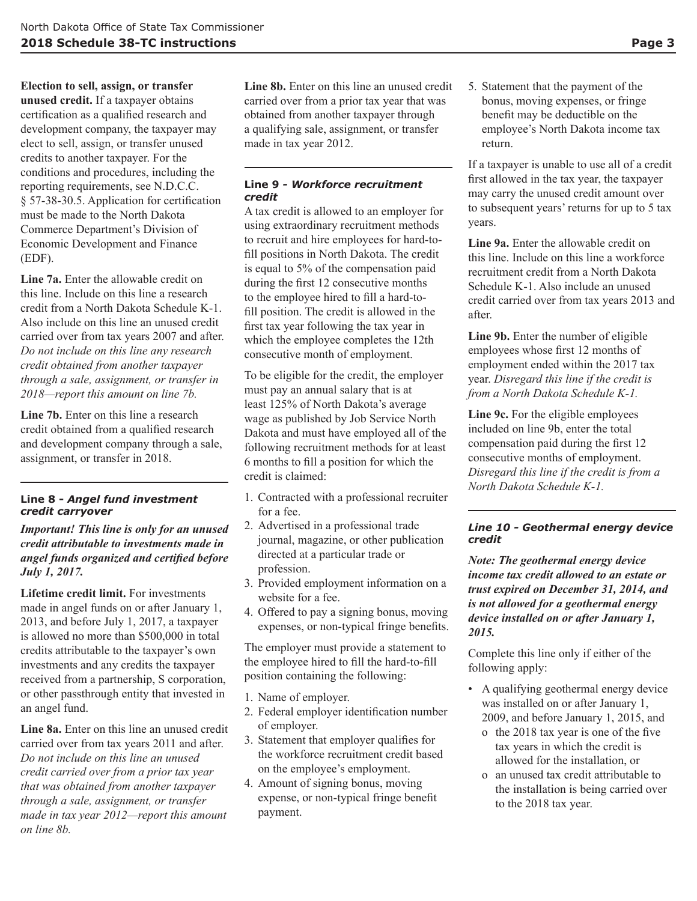**Election to sell, assign, or transfer unused credit.** If a taxpayer obtains certification as a qualified research and development company, the taxpayer may elect to sell, assign, or transfer unused credits to another taxpayer. For the conditions and procedures, including the reporting requirements, see N.D.C.C. § 57-38-30.5. Application for certification must be made to the North Dakota Commerce Department's Division of Economic Development and Finance (EDF).

**Line 7a.** Enter the allowable credit on this line. Include on this line a research credit from a North Dakota Schedule K-1. Also include on this line an unused credit carried over from tax years 2007 and after. *Do not include on this line any research credit obtained from another taxpayer through a sale, assignment, or transfer in 2018—report this amount on line 7b.*

**Line 7b.** Enter on this line a research credit obtained from a qualified research and development company through a sale, assignment, or transfer in 2018.

### Line 8 - *Angel fund investment credit carryover*

***Important! This line is only for an unused credit attributable to investments made in angel funds organized and certified before July 1, 2017.***

**Lifetime credit limit.** For investments made in angel funds on or after January 1, 2013, and before July 1, 2017, a taxpayer is allowed no more than $500,000 in total credits attributable to the taxpayer's own investments and any credits the taxpayer received from a partnership, S corporation, or other passthrough entity that invested in an angel fund.

**Line 8a.** Enter on this line an unused credit carried over from tax years 2011 and after. *Do not include on this line an unused credit carried over from a prior tax year that was obtained from another taxpayer through a sale, assignment, or transfer made in tax year 2012—report this amount on line 8b.*

**Line 8b.** Enter on this line an unused credit carried over from a prior tax year that was obtained from another taxpayer through a qualifying sale, assignment, or transfer made in tax year 2012.

### Line 9 - *Workforce recruitment credit*

A tax credit is allowed to an employer for using extraordinary recruitment methods to recruit and hire employees for hard-to-fill positions in North Dakota. The credit is equal to 5% of the compensation paid during the first 12 consecutive months to the employee hired to fill a hard-to-fill position. The credit is allowed in the first tax year following the tax year in which the employee completes the 12th consecutive month of employment.

To be eligible for the credit, the employer must pay an annual salary that is at least 125% of North Dakota's average wage as published by Job Service North Dakota and must have employed all of the following recruitment methods for at least 6 months to fill a position for which the credit is claimed:

1. Contracted with a professional recruiter for a fee.
2. Advertised in a professional trade journal, magazine, or other publication directed at a particular trade or profession.
3. Provided employment information on a website for a fee.
4. Offered to pay a signing bonus, moving expenses, or non-typical fringe benefits.

The employer must provide a statement to the employee hired to fill the hard-to-fill position containing the following:

1. Name of employer.
2. Federal employer identification number of employer.
3. Statement that employer qualifies for the workforce recruitment credit based on the employee's employment.
4. Amount of signing bonus, moving expense, or non-typical fringe benefit payment.
5. Statement that the payment of the bonus, moving expenses, or fringe benefit may be deductible on the employee's North Dakota income tax return.

If a taxpayer is unable to use all of a credit first allowed in the tax year, the taxpayer may carry the unused credit amount over to subsequent years' returns for up to 5 tax years.

**Line 9a.** Enter the allowable credit on this line. Include on this line a workforce recruitment credit from a North Dakota Schedule K-1. Also include an unused credit carried over from tax years 2013 and after.

**Line 9b.** Enter the number of eligible employees whose first 12 months of employment ended within the 2017 tax year. *Disregard this line if the credit is from a North Dakota Schedule K-1.*

**Line 9c.** For the eligible employees included on line 9b, enter the total compensation paid during the first 12 consecutive months of employment. *Disregard this line if the credit is from a North Dakota Schedule K-1.*

### *Line 10 - Geothermal energy device credit*

***Note: The geothermal energy device income tax credit allowed to an estate or trust expired on December 31, 2014, and is not allowed for a geothermal energy device installed on or after January 1, 2015.***

Complete this line only if either of the following apply:

- A qualifying geothermal energy device was installed on or after January 1, 2009, and before January 1, 2015, and
  - o the 2018 tax year is one of the five tax years in which the credit is allowed for the installation, or
  - o an unused tax credit attributable to the installation is being carried over to the 2018 tax year.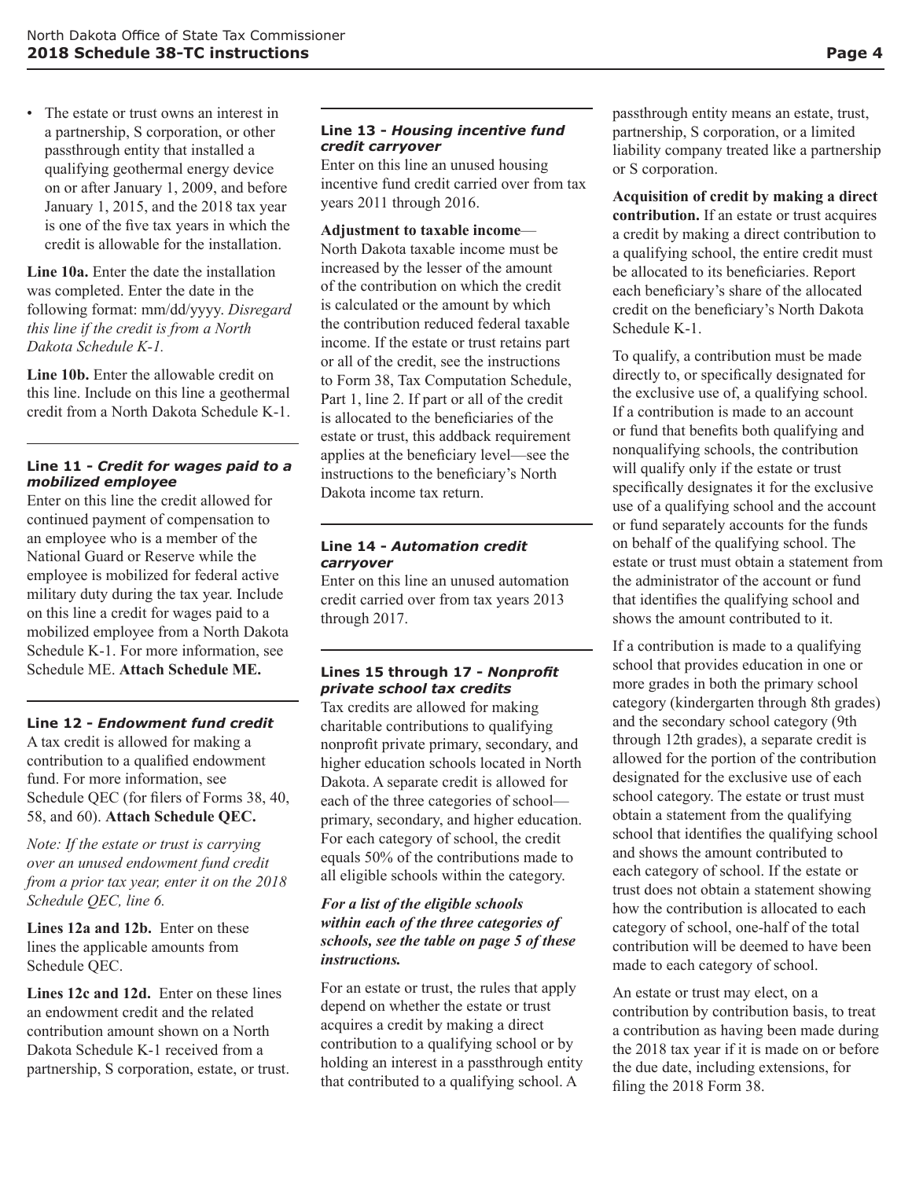- The estate or trust owns an interest in a partnership, S corporation, or other passthrough entity that installed a qualifying geothermal energy device on or after January 1, 2009, and before January 1, 2015, and the 2018 tax year is one of the five tax years in which the credit is allowable for the installation.

**Line 10a.** Enter the date the installation was completed. Enter the date in the following format: mm/dd/yyyy. *Disregard this line if the credit is from a North Dakota Schedule K-1.*

**Line 10b.** Enter the allowable credit on this line. Include on this line a geothermal credit from a North Dakota Schedule K-1.

### Line 11 - *Credit for wages paid to a mobilized employee*

Enter on this line the credit allowed for continued payment of compensation to an employee who is a member of the National Guard or Reserve while the employee is mobilized for federal active military duty during the tax year. Include on this line a credit for wages paid to a mobilized employee from a North Dakota Schedule K-1. For more information, see Schedule ME. **Attach Schedule ME.**

### Line 12 - *Endowment fund credit*

A tax credit is allowed for making a contribution to a qualified endowment fund. For more information, see Schedule QEC (for filers of Forms 38, 40, 58, and 60). **Attach Schedule QEC.**

*Note: If the estate or trust is carrying over an unused endowment fund credit from a prior tax year, enter it on the 2018 Schedule QEC, line 6.*

**Lines 12a and 12b.** Enter on these lines the applicable amounts from Schedule QEC.

**Lines 12c and 12d.** Enter on these lines an endowment credit and the related contribution amount shown on a North Dakota Schedule K-1 received from a partnership, S corporation, estate, or trust.

### Line 13 - *Housing incentive fund credit carryover*

Enter on this line an unused housing incentive fund credit carried over from tax years 2011 through 2016.

**Adjustment to taxable income**—North Dakota taxable income must be increased by the lesser of the amount of the contribution on which the credit is calculated or the amount by which the contribution reduced federal taxable income. If the estate or trust retains part or all of the credit, see the instructions to Form 38, Tax Computation Schedule, Part 1, line 2. If part or all of the credit is allocated to the beneficiaries of the estate or trust, this addback requirement applies at the beneficiary level—see the instructions to the beneficiary's North Dakota income tax return.

### Line 14 - *Automation credit carryover*

Enter on this line an unused automation credit carried over from tax years 2013 through 2017.

### Lines 15 through 17 - *Nonprofit private school tax credits*

Tax credits are allowed for making charitable contributions to qualifying nonprofit private primary, secondary, and higher education schools located in North Dakota. A separate credit is allowed for each of the three categories of school—primary, secondary, and higher education. For each category of school, the credit equals 50% of the contributions made to all eligible schools within the category.

***For a list of the eligible schools within each of the three categories of schools, see the table on page 5 of these instructions.***

For an estate or trust, the rules that apply depend on whether the estate or trust acquires a credit by making a direct contribution to a qualifying school or by holding an interest in a passthrough entity that contributed to a qualifying school. A passthrough entity means an estate, trust, partnership, S corporation, or a limited liability company treated like a partnership or S corporation.

**Acquisition of credit by making a direct contribution.** If an estate or trust acquires a credit by making a direct contribution to a qualifying school, the entire credit must be allocated to its beneficiaries. Report each beneficiary's share of the allocated credit on the beneficiary's North Dakota Schedule K-1.

To qualify, a contribution must be made directly to, or specifically designated for the exclusive use of, a qualifying school. If a contribution is made to an account or fund that benefits both qualifying and nonqualifying schools, the contribution will qualify only if the estate or trust specifically designates it for the exclusive use of a qualifying school and the account or fund separately accounts for the funds on behalf of the qualifying school. The estate or trust must obtain a statement from the administrator of the account or fund that identifies the qualifying school and shows the amount contributed to it.

If a contribution is made to a qualifying school that provides education in one or more grades in both the primary school category (kindergarten through 8th grades) and the secondary school category (9th through 12th grades), a separate credit is allowed for the portion of the contribution designated for the exclusive use of each school category. The estate or trust must obtain a statement from the qualifying school that identifies the qualifying school and shows the amount contributed to each category of school. If the estate or trust does not obtain a statement showing how the contribution is allocated to each category of school, one-half of the total contribution will be deemed to have been made to each category of school.

An estate or trust may elect, on a contribution by contribution basis, to treat a contribution as having been made during the 2018 tax year if it is made on or before the due date, including extensions, for filing the 2018 Form 38.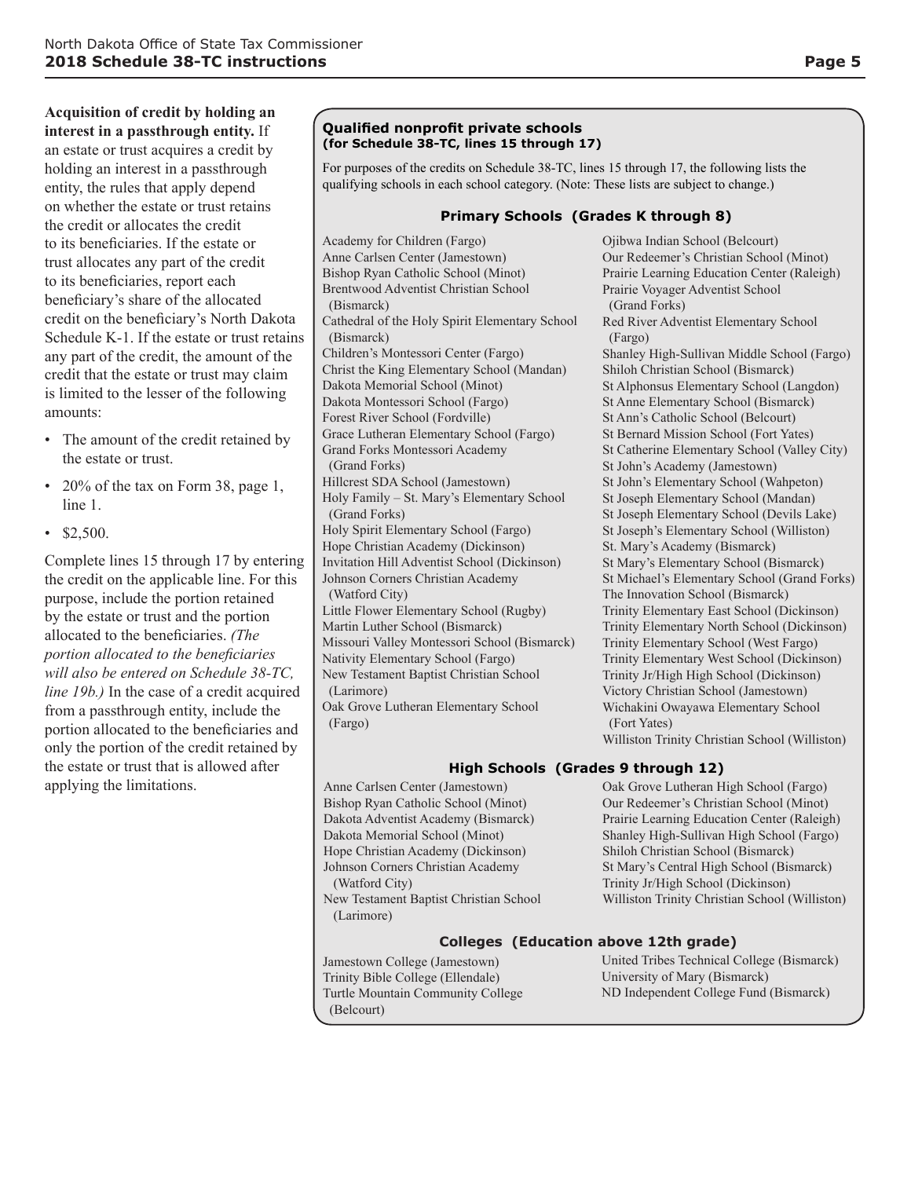**Acquisition of credit by holding an interest in a passthrough entity.** If an estate or trust acquires a credit by holding an interest in a passthrough entity, the rules that apply depend on whether the estate or trust retains the credit or allocates the credit to its beneficiaries. If the estate or trust allocates any part of the credit to its beneficiaries, report each beneficiary's share of the allocated credit on the beneficiary's North Dakota Schedule K-1. If the estate or trust retains any part of the credit, the amount of the credit that the estate or trust may claim is limited to the lesser of the following amounts:

- The amount of the credit retained by the estate or trust.
- 20% of the tax on Form 38, page 1, line 1.
- $2,500.

Complete lines 15 through 17 by entering the credit on the applicable line. For this purpose, include the portion retained by the estate or trust and the portion allocated to the beneficiaries. *(The portion allocated to the beneficiaries will also be entered on Schedule 38-TC, line 19b.)* In the case of a credit acquired from a passthrough entity, include the portion allocated to the beneficiaries and only the portion of the credit retained by the estate or trust that is allowed after applying the limitations.

## Qualified nonprofit private schools (for Schedule 38-TC, lines 15 through 17)

For purposes of the credits on Schedule 38-TC, lines 15 through 17, the following lists the qualifying schools in each school category. (Note: These lists are subject to change.)

### Primary Schools (Grades K through 8)

Academy for Children (Fargo)
Anne Carlsen Center (Jamestown)
Bishop Ryan Catholic School (Minot)
Brentwood Adventist Christian School (Bismarck)
Cathedral of the Holy Spirit Elementary School (Bismarck)
Children's Montessori Center (Fargo)
Christ the King Elementary School (Mandan)
Dakota Memorial School (Minot)
Dakota Montessori School (Fargo)
Forest River School (Fordville)
Grace Lutheran Elementary School (Fargo)
Grand Forks Montessori Academy (Grand Forks)
Hillcrest SDA School (Jamestown)
Holy Family – St. Mary's Elementary School (Grand Forks)
Holy Spirit Elementary School (Fargo)
Hope Christian Academy (Dickinson)
Invitation Hill Adventist School (Dickinson)
Johnson Corners Christian Academy (Watford City)
Little Flower Elementary School (Rugby)
Martin Luther School (Bismarck)
Missouri Valley Montessori School (Bismarck)
Nativity Elementary School (Fargo)
New Testament Baptist Christian School (Larimore)
Oak Grove Lutheran Elementary School (Fargo)
Ojibwa Indian School (Belcourt)
Our Redeemer's Christian School (Minot)
Prairie Learning Education Center (Raleigh)
Prairie Voyager Adventist School (Grand Forks)
Red River Adventist Elementary School (Fargo)
Shanley High-Sullivan Middle School (Fargo)
Shiloh Christian School (Bismarck)
St Alphonsus Elementary School (Langdon)
St Anne Elementary School (Bismarck)
St Ann's Catholic School (Belcourt)
St Bernard Mission School (Fort Yates)
St Catherine Elementary School (Valley City)
St John's Academy (Jamestown)
St John's Elementary School (Wahpeton)
St Joseph Elementary School (Mandan)
St Joseph Elementary School (Devils Lake)
St Joseph's Elementary School (Williston)
St. Mary's Academy (Bismarck)
St Mary's Elementary School (Bismarck)
St Michael's Elementary School (Grand Forks)
The Innovation School (Bismarck)
Trinity Elementary East School (Dickinson)
Trinity Elementary North School (Dickinson)
Trinity Elementary School (West Fargo)
Trinity Elementary West School (Dickinson)
Trinity Jr/High High School (Dickinson)
Victory Christian School (Jamestown)
Wichakini Owayawa Elementary School (Fort Yates)
Williston Trinity Christian School (Williston)

### High Schools (Grades 9 through 12)

Anne Carlsen Center (Jamestown)
Bishop Ryan Catholic School (Minot)
Dakota Adventist Academy (Bismarck)
Dakota Memorial School (Minot)
Hope Christian Academy (Dickinson)
Johnson Corners Christian Academy (Watford City)
New Testament Baptist Christian School (Larimore)
Oak Grove Lutheran High School (Fargo)
Our Redeemer's Christian School (Minot)
Prairie Learning Education Center (Raleigh)
Shanley High-Sullivan High School (Fargo)
Shiloh Christian School (Bismarck)
St Mary's Central High School (Bismarck)
Trinity Jr/High School (Dickinson)
Williston Trinity Christian School (Williston)

### Colleges (Education above 12th grade)

Jamestown College (Jamestown)
Trinity Bible College (Ellendale)
Turtle Mountain Community College (Belcourt)
United Tribes Technical College (Bismarck)
University of Mary (Bismarck)
ND Independent College Fund (Bismarck)